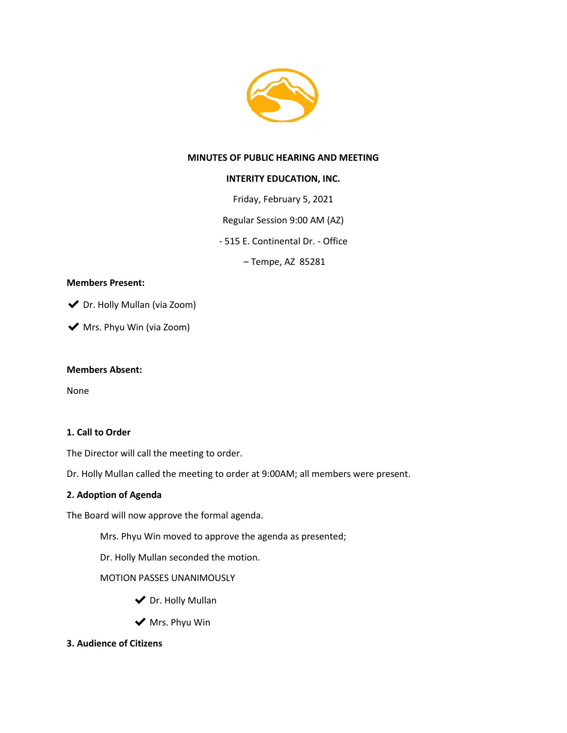**MINUTES OF PUBLIC HEARING AND MEETING**

**INTERITY EDUCATION, INC.**

Friday, February 5, 2021

Regular Session 9:00 AM (AZ)

- 515 E. Continental Dr. - Office

– Tempe, AZ 85281

**Members Present:**

✔ Dr. Holly Mullan (via Zoom)

✔ Mrs. Phyu Win (via Zoom)

**Members Absent:**

None

**1. Call to Order**

The Director will call the meeting to order.

Dr. Holly Mullan called the meeting to order at 9:00AM; all members were present.

**2. Adoption of Agenda**

The Board will now approve the formal agenda.

Mrs. Phyu Win moved to approve the agenda as presented;

Dr. Holly Mullan seconded the motion.

MOTION PASSES UNANIMOUSLY

✔ Dr. Holly Mullan

✔ Mrs. Phyu Win

**3. Audience of Citizens**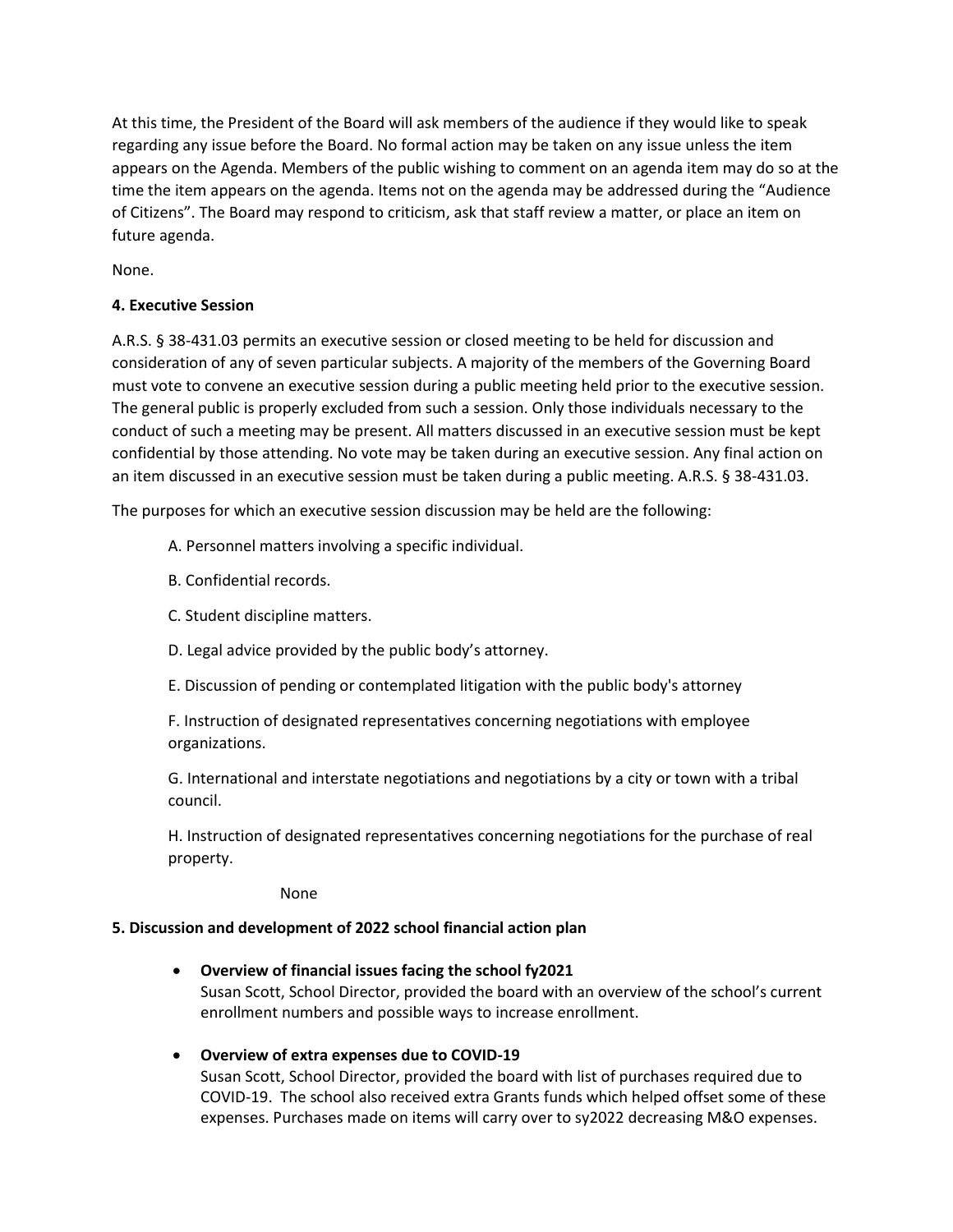At this time, the President of the Board will ask members of the audience if they would like to speak regarding any issue before the Board. No formal action may be taken on any issue unless the item appears on the Agenda. Members of the public wishing to comment on an agenda item may do so at the time the item appears on the agenda. Items not on the agenda may be addressed during the "Audience of Citizens". The Board may respond to criticism, ask that staff review a matter, or place an item on future agenda.

None.

**4. Executive Session**

A.R.S. § 38-431.03 permits an executive session or closed meeting to be held for discussion and consideration of any of seven particular subjects. A majority of the members of the Governing Board must vote to convene an executive session during a public meeting held prior to the executive session. The general public is properly excluded from such a session. Only those individuals necessary to the conduct of such a meeting may be present. All matters discussed in an executive session must be kept confidential by those attending. No vote may be taken during an executive session. Any final action on an item discussed in an executive session must be taken during a public meeting. A.R.S. § 38-431.03.

The purposes for which an executive session discussion may be held are the following:

A. Personnel matters involving a specific individual.

B. Confidential records.

C. Student discipline matters.

D. Legal advice provided by the public body's attorney.

E. Discussion of pending or contemplated litigation with the public body's attorney

F. Instruction of designated representatives concerning negotiations with employee organizations.

G. International and interstate negotiations and negotiations by a city or town with a tribal council.

H. Instruction of designated representatives concerning negotiations for the purchase of real property.

None

**5. Discussion and development of 2022 school financial action plan**

- **Overview of financial issues facing the school fy2021**
  Susan Scott, School Director, provided the board with an overview of the school's current enrollment numbers and possible ways to increase enrollment.

- **Overview of extra expenses due to COVID-19**
  Susan Scott, School Director, provided the board with list of purchases required due to COVID-19. The school also received extra Grants funds which helped offset some of these expenses. Purchases made on items will carry over to sy2022 decreasing M&O expenses.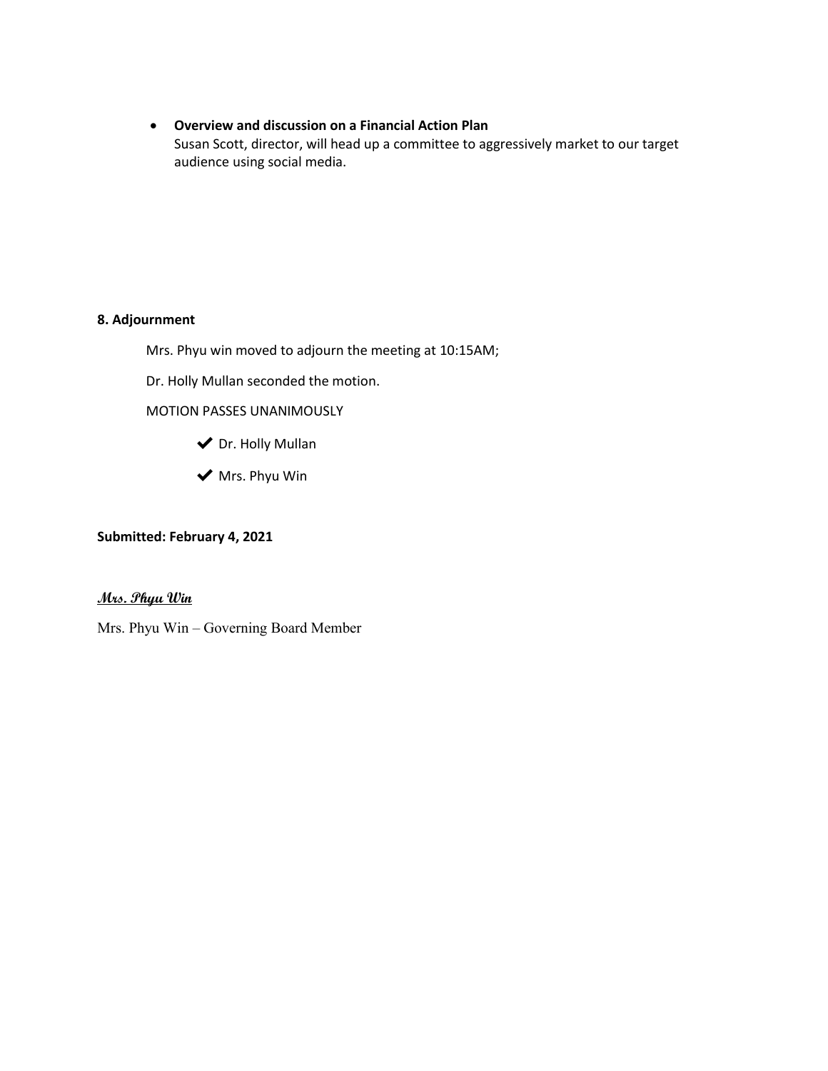- **Overview and discussion on a Financial Action Plan**
  Susan Scott, director, will head up a committee to aggressively market to our target audience using social media.

**8. Adjournment**

Mrs. Phyu win moved to adjourn the meeting at 10:15AM;

Dr. Holly Mullan seconded the motion.

MOTION PASSES UNANIMOUSLY

- ✔ Dr. Holly Mullan
- ✔ Mrs. Phyu Win

**Submitted: February 4, 2021**

***Mrs. Phyu Win***

Mrs. Phyu Win – Governing Board Member